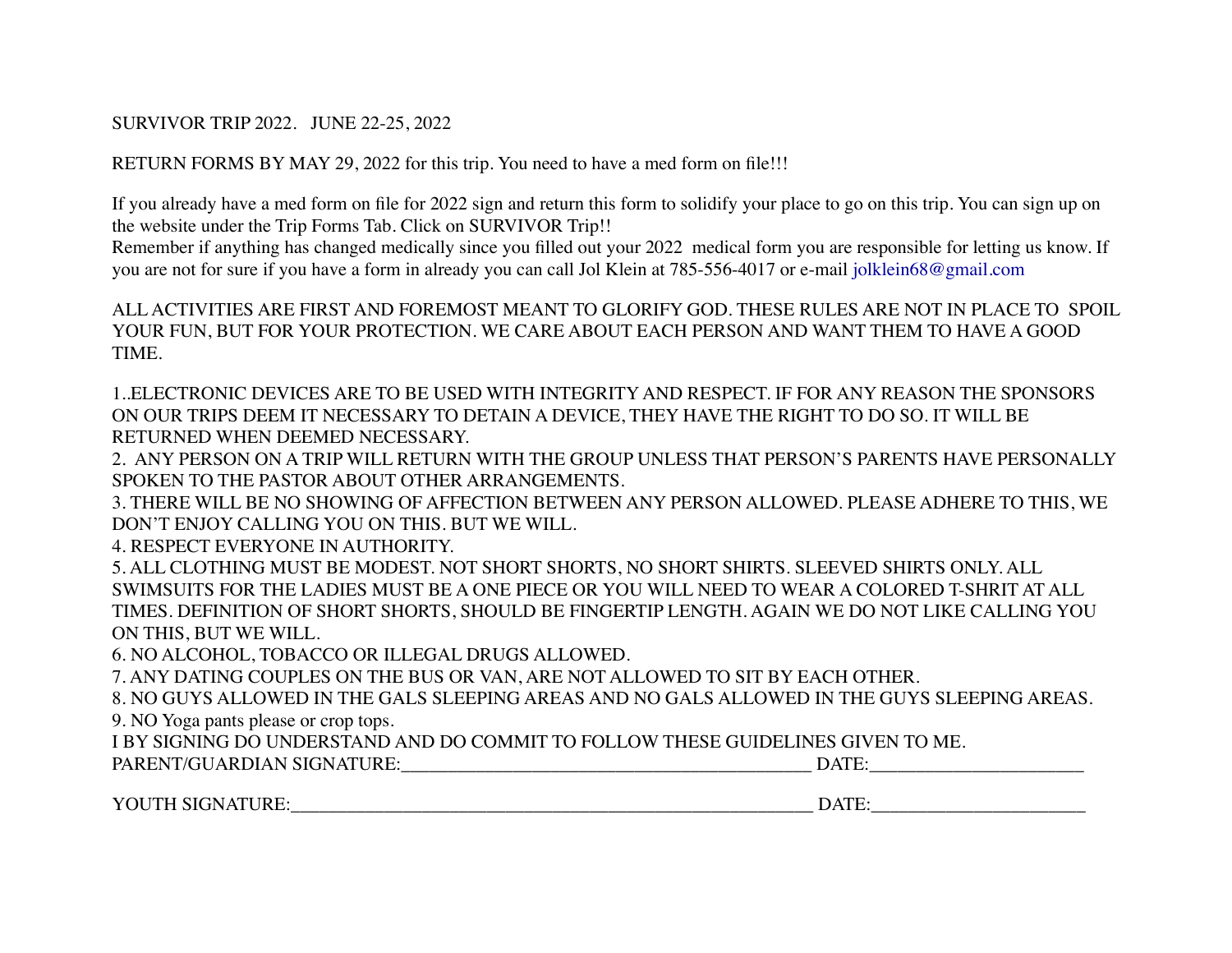SURVIVOR TRIP 2022.   JUNE 22-25, 2022

RETURN FORMS BY MAY 29, 2022 for this trip. You need to have a med form on file!!!

If you already have a med form on file for 2022 sign and return this form to solidify your place to go on this trip. You can sign up on the website under the Trip Forms Tab. Click on SURVIVOR Trip!!
Remember if anything has changed medically since you filled out your 2022 medical form you are responsible for letting us know. If you are not for sure if you have a form in already you can call Jol Klein at 785-556-4017 or e-mail jolklein68@gmail.com

ALL ACTIVITIES ARE FIRST AND FOREMOST MEANT TO GLORIFY GOD. THESE RULES ARE NOT IN PLACE TO SPOIL YOUR FUN, BUT FOR YOUR PROTECTION. WE CARE ABOUT EACH PERSON AND WANT THEM TO HAVE A GOOD TIME.

1..ELECTRONIC DEVICES ARE TO BE USED WITH INTEGRITY AND RESPECT. IF FOR ANY REASON THE SPONSORS ON OUR TRIPS DEEM IT NECESSARY TO DETAIN A DEVICE, THEY HAVE THE RIGHT TO DO SO. IT WILL BE RETURNED WHEN DEEMED NECESSARY.
2. ANY PERSON ON A TRIP WILL RETURN WITH THE GROUP UNLESS THAT PERSON'S PARENTS HAVE PERSONALLY SPOKEN TO THE PASTOR ABOUT OTHER ARRANGEMENTS.
3. THERE WILL BE NO SHOWING OF AFFECTION BETWEEN ANY PERSON ALLOWED. PLEASE ADHERE TO THIS, WE DON'T ENJOY CALLING YOU ON THIS. BUT WE WILL.
4. RESPECT EVERYONE IN AUTHORITY.
5. ALL CLOTHING MUST BE MODEST. NOT SHORT SHORTS, NO SHORT SHIRTS. SLEEVED SHIRTS ONLY. ALL SWIMSUITS FOR THE LADIES MUST BE A ONE PIECE OR YOU WILL NEED TO WEAR A COLORED T-SHRIT AT ALL TIMES. DEFINITION OF SHORT SHORTS, SHOULD BE FINGERTIP LENGTH. AGAIN WE DO NOT LIKE CALLING YOU ON THIS, BUT WE WILL.
6. NO ALCOHOL, TOBACCO OR ILLEGAL DRUGS ALLOWED.
7. ANY DATING COUPLES ON THE BUS OR VAN, ARE NOT ALLOWED TO SIT BY EACH OTHER.
8. NO GUYS ALLOWED IN THE GALS SLEEPING AREAS AND NO GALS ALLOWED IN THE GUYS SLEEPING AREAS.
9. NO Yoga pants please or crop tops.
I BY SIGNING DO UNDERSTAND AND DO COMMIT TO FOLLOW THESE GUIDELINES GIVEN TO ME.
PARENT/GUARDIAN SIGNATURE:_____________________________________________ DATE:________________________

YOUTH SIGNATURE:___________________________________________________________ DATE:________________________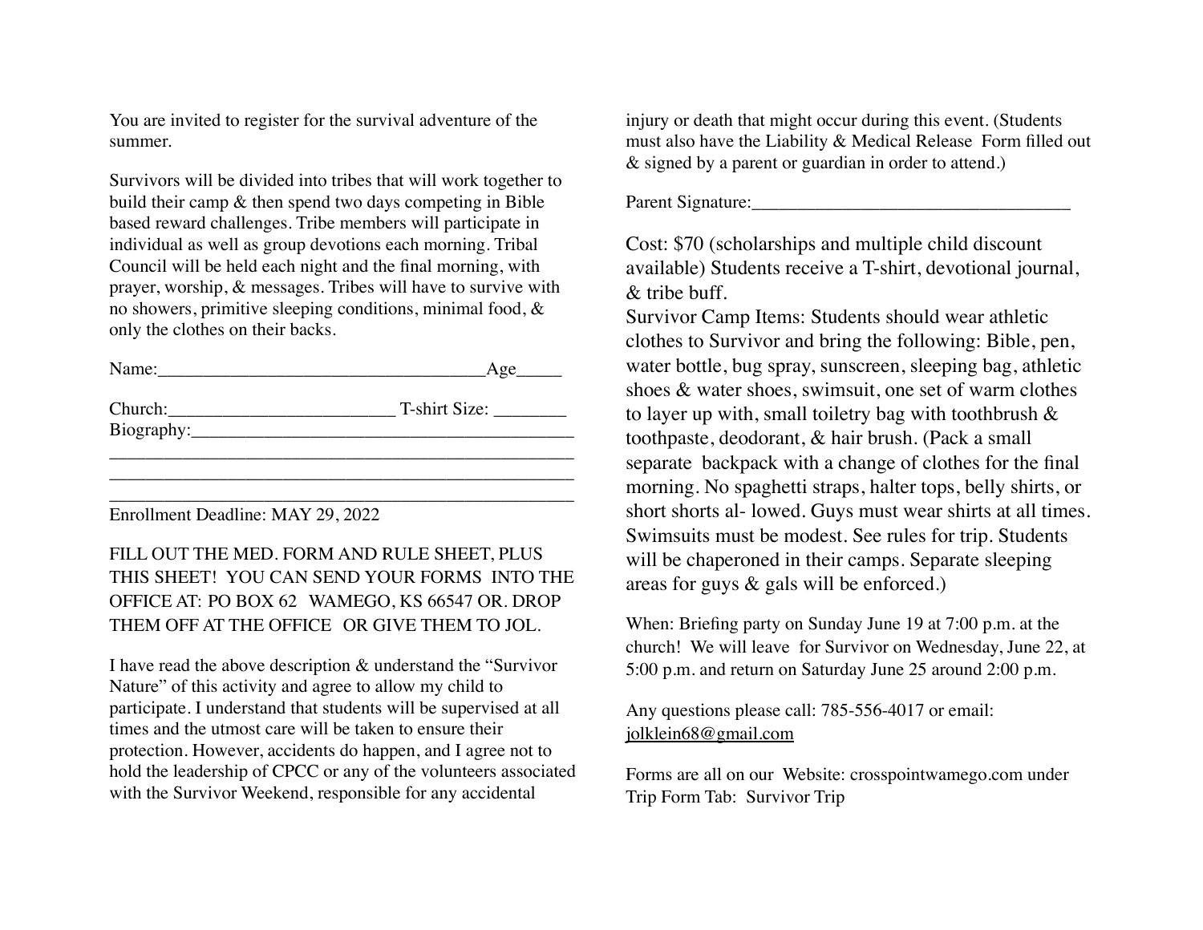You are invited to register for the survival adventure of the summer.

Survivors will be divided into tribes that will work together to build their camp & then spend two days competing in Bible based reward challenges. Tribe members will participate in individual as well as group devotions each morning. Tribal Council will be held each night and the final morning, with prayer, worship, & messages. Tribes will have to survive with no showers, primitive sleeping conditions, minimal food, & only the clothes on their backs.

Name:_____________________________________Age_____

Church:_________________________ T-shirt Size: ________

Biography:___________________________________________

_____________________________________________________

_____________________________________________________

_____________________________________________________

Enrollment Deadline: MAY 29, 2022

FILL OUT THE MED. FORM AND RULE SHEET, PLUS THIS SHEET! YOU CAN SEND YOUR FORMS INTO THE OFFICE AT: PO BOX 62 WAMEGO, KS 66547 OR. DROP THEM OFF AT THE OFFICE OR GIVE THEM TO JOL.

I have read the above description & understand the "Survivor Nature" of this activity and agree to allow my child to participate. I understand that students will be supervised at all times and the utmost care will be taken to ensure their protection. However, accidents do happen, and I agree not to hold the leadership of CPCC or any of the volunteers associated with the Survivor Weekend, responsible for any accidental injury or death that might occur during this event. (Students must also have the Liability & Medical Release Form filled out & signed by a parent or guardian in order to attend.)

Parent Signature:___________________________________

Cost: $70 (scholarships and multiple child discount available) Students receive a T-shirt, devotional journal, & tribe buff.

Survivor Camp Items: Students should wear athletic clothes to Survivor and bring the following: Bible, pen, water bottle, bug spray, sunscreen, sleeping bag, athletic shoes & water shoes, swimsuit, one set of warm clothes to layer up with, small toiletry bag with toothbrush & toothpaste, deodorant, & hair brush. (Pack a small separate backpack with a change of clothes for the final morning. No spaghetti straps, halter tops, belly shirts, or short shorts al- lowed. Guys must wear shirts at all times. Swimsuits must be modest. See rules for trip. Students will be chaperoned in their camps. Separate sleeping areas for guys & gals will be enforced.)

When: Briefing party on Sunday June 19 at 7:00 p.m. at the church! We will leave for Survivor on Wednesday, June 22, at 5:00 p.m. and return on Saturday June 25 around 2:00 p.m.

Any questions please call: 785-556-4017 or email: jolklein68@gmail.com

Forms are all on our Website: crosspointwamego.com under Trip Form Tab: Survivor Trip